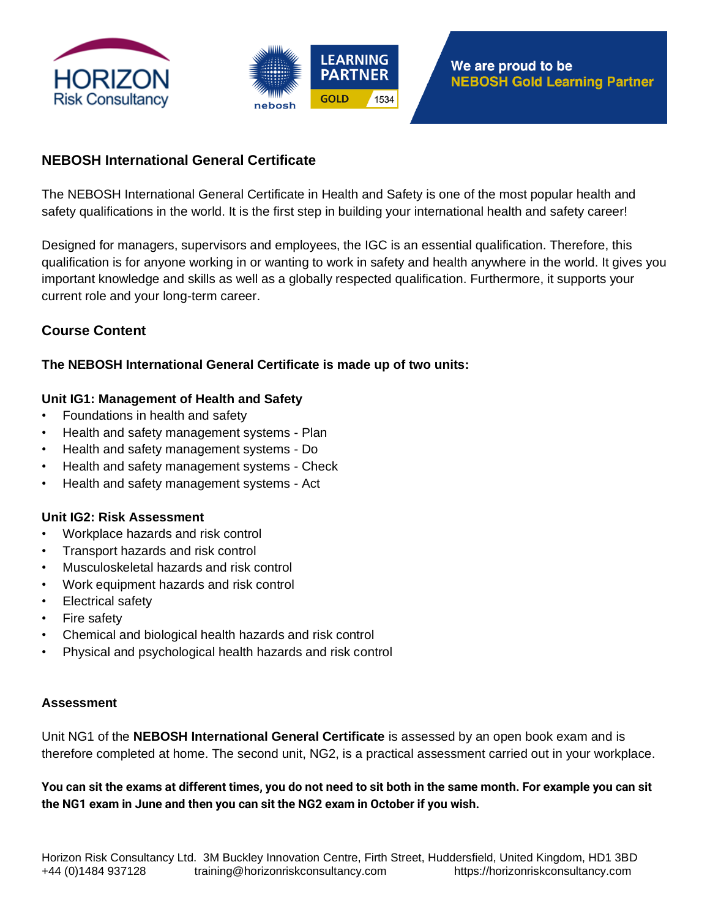HORIZON Risk Consultancy

nebosh LEARNING PARTNER GOLD 1534

We are proud to be **NEBOSH Gold Learning Partner**

## NEBOSH International General Certificate

The NEBOSH International General Certificate in Health and Safety is one of the most popular health and safety qualifications in the world. It is the first step in building your international health and safety career!

Designed for managers, supervisors and employees, the IGC is an essential qualification. Therefore, this qualification is for anyone working in or wanting to work in safety and health anywhere in the world. It gives you important knowledge and skills as well as a globally respected qualification. Furthermore, it supports your current role and your long-term career.

### Course Content

**The NEBOSH International General Certificate is made up of two units:**

**Unit IG1: Management of Health and Safety**

- Foundations in health and safety
- Health and safety management systems - Plan
- Health and safety management systems - Do
- Health and safety management systems - Check
- Health and safety management systems - Act

**Unit IG2: Risk Assessment**

- Workplace hazards and risk control
- Transport hazards and risk control
- Musculoskeletal hazards and risk control
- Work equipment hazards and risk control
- Electrical safety
- Fire safety
- Chemical and biological health hazards and risk control
- Physical and psychological health hazards and risk control

**Assessment**

Unit NG1 of the **NEBOSH International General Certificate** is assessed by an open book exam and is therefore completed at home. The second unit, NG2, is a practical assessment carried out in your workplace.

**You can sit the exams at different times, you do not need to sit both in the same month. For example you can sit the NG1 exam in June and then you can sit the NG2 exam in October if you wish.**

Horizon Risk Consultancy Ltd. 3M Buckley Innovation Centre, Firth Street, Huddersfield, United Kingdom, HD1 3BD
+44 (0)1484 937128 training@horizonriskconsultancy.com https://horizonriskconsultancy.com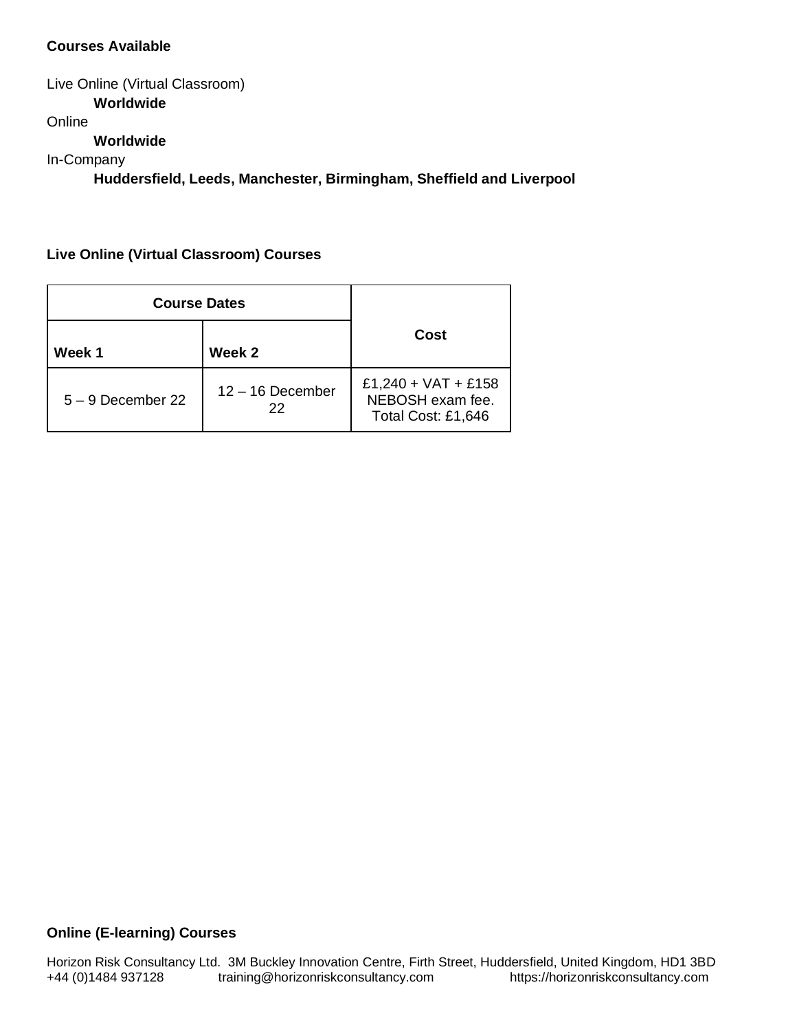**Courses Available**

Live Online (Virtual Classroom)
- **Worldwide**

Online
- **Worldwide**

In-Company
- **Huddersfield, Leeds, Manchester, Birmingham, Sheffield and Liverpool**

**Live Online (Virtual Classroom) Courses**

| Course Dates | | Cost |
|---|---|---|
| Week 1 | Week 2 | |
| 5 – 9 December 22 | 12 – 16 December 22 | £1,240 + VAT + £158 NEBOSH exam fee. Total Cost: £1,646 |

**Online (E-learning) Courses**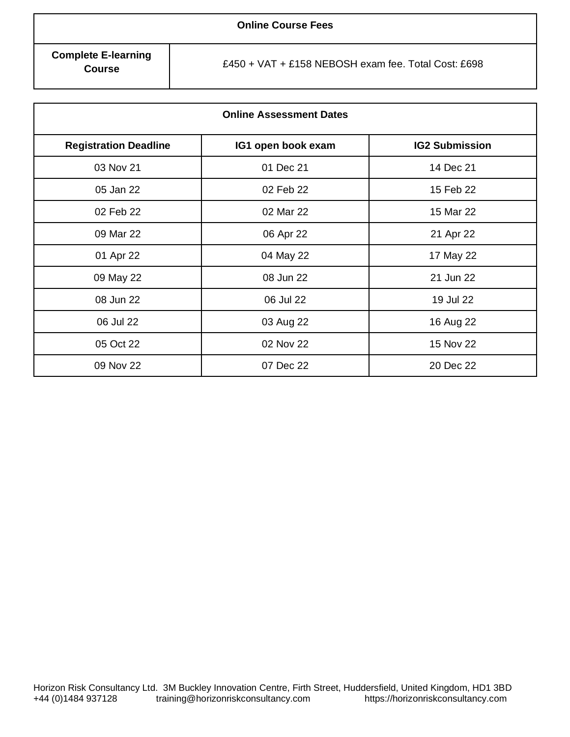| Online Course Fees | |
|---|---|
| **Complete E-learning Course** | £450 + VAT + £158 NEBOSH exam fee. Total Cost: £698 |

| Online Assessment Dates | | |
|---|---|---|
| **Registration Deadline** | **IG1 open book exam** | **IG2 Submission** |
| 03 Nov 21 | 01 Dec 21 | 14 Dec 21 |
| 05 Jan 22 | 02 Feb 22 | 15 Feb 22 |
| 02 Feb 22 | 02 Mar 22 | 15 Mar 22 |
| 09 Mar 22 | 06 Apr 22 | 21 Apr 22 |
| 01 Apr 22 | 04 May 22 | 17 May 22 |
| 09 May 22 | 08 Jun 22 | 21 Jun 22 |
| 08 Jun 22 | 06 Jul 22 | 19 Jul 22 |
| 06 Jul 22 | 03 Aug 22 | 16 Aug 22 |
| 05 Oct 22 | 02 Nov 22 | 15 Nov 22 |
| 09 Nov 22 | 07 Dec 22 | 20 Dec 22 |